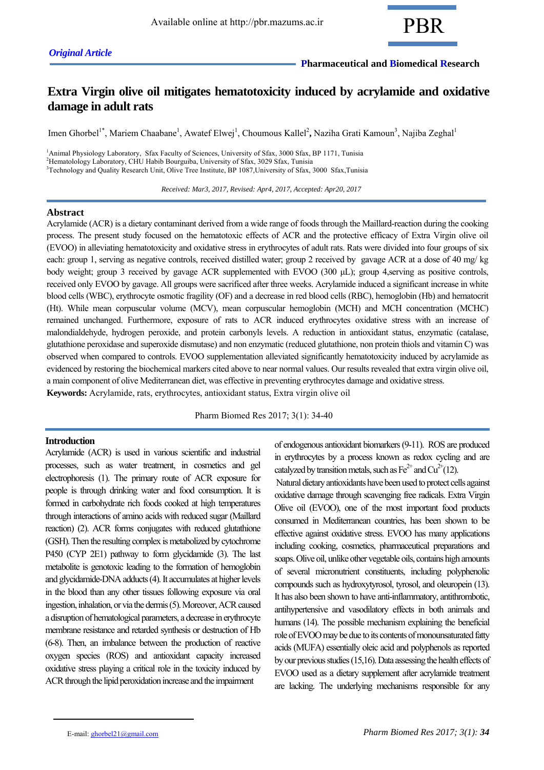*Original Article*

# Extra Virgin olive oil mitigates hematotoxicity induced by acrylamide and oxidative damage in adult rats

Imen Ghorbel[1*], Mariem Chaabane[1], Awatef Elwej[1], Choumous Kallel[2], Naziha Grati Kamoun[3], Najiba Zeghal[1]

[1]Animal Physiology Laboratory, Sfax Faculty of Sciences, University of Sfax, 3000 Sfax, BP 1171, Tunisia
[2]Hematolology Laboratory, CHU Habib Bourguiba, University of Sfax, 3029 Sfax, Tunisia
[3]Technology and Quality Research Unit, Olive Tree Institute, BP 1087,University of Sfax, 3000 Sfax,Tunisia

*Received: Mar3, 2017, Revised: Apr4, 2017, Accepted: Apr20, 2017*

## Abstract

Acrylamide (ACR) is a dietary contaminant derived from a wide range of foods through the Maillard-reaction during the cooking process. The present study focused on the hematotoxic effects of ACR and the protective efficacy of Extra Virgin olive oil (EVOO) in alleviating hematotoxicity and oxidative stress in erythrocytes of adult rats. Rats were divided into four groups of six each: group 1, serving as negative controls, received distilled water; group 2 received by gavage ACR at a dose of 40 mg/ kg body weight; group 3 received by gavage ACR supplemented with EVOO (300 µL); group 4,serving as positive controls, received only EVOO by gavage. All groups were sacrificed after three weeks. Acrylamide induced a significant increase in white blood cells (WBC), erythrocyte osmotic fragility (OF) and a decrease in red blood cells (RBC), hemoglobin (Hb) and hematocrit (Ht). While mean corpuscular volume (MCV), mean corpuscular hemoglobin (MCH) and MCH concentration (MCHC) remained unchanged. Furthermore, exposure of rats to ACR induced erythrocytes oxidative stress with an increase of malondialdehyde, hydrogen peroxide, and protein carbonyls levels. A reduction in antioxidant status, enzymatic (catalase, glutathione peroxidase and superoxide dismutase) and non enzymatic (reduced glutathione, non protein thiols and vitamin C) was observed when compared to controls. EVOO supplementation alleviated significantly hematotoxicity induced by acrylamide as evidenced by restoring the biochemical markers cited above to near normal values. Our results revealed that extra virgin olive oil, a main component of olive Mediterranean diet, was effective in preventing erythrocytes damage and oxidative stress.

**Keywords:** Acrylamide, rats, erythrocytes, antioxidant status, Extra virgin olive oil

Pharm Biomed Res 2017; 3(1): 34-40

## Introduction

Acrylamide (ACR) is used in various scientific and industrial processes, such as water treatment, in cosmetics and gel electrophoresis (1). The primary route of ACR exposure for people is through drinking water and food consumption. It is formed in carbohydrate rich foods cooked at high temperatures through interactions of amino acids with reduced sugar (Maillard reaction) (2). ACR forms conjugates with reduced glutathione (GSH). Then the resulting complex is metabolized by cytochrome P450 (CYP 2E1) pathway to form glycidamide (3). The last metabolite is genotoxic leading to the formation of hemoglobin and glycidamide-DNA adducts (4). It accumulates at higher levels in the blood than any other tissues following exposure via oral ingestion, inhalation, or via the dermis (5). Moreover, ACR caused a disruption of hematological parameters, a decrease in erythrocyte membrane resistance and retarded synthesis or destruction of Hb (6-8). Then, an imbalance between the production of reactive oxygen species (ROS) and antioxidant capacity increased oxidative stress playing a critical role in the toxicity induced by ACR through the lipid peroxidation increase and the impairment of endogenous antioxidant biomarkers (9-11). ROS are produced in erythrocytes by a process known as redox cycling and are catalyzed by transition metals, such as $Fe^{2+}$ and $Cu^{2+}$(12).

Natural dietary antioxidants have been used to protect cells against oxidative damage through scavenging free radicals. Extra Virgin Olive oil (EVOO), one of the most important food products consumed in Mediterranean countries, has been shown to be effective against oxidative stress. EVOO has many applications including cooking, cosmetics, pharmaceutical preparations and soaps. Olive oil, unlike other vegetable oils, contains high amounts of several micronutrient constituents, including polyphenolic compounds such as hydroxytyrosol, tyrosol, and oleuropein (13). It has also been shown to have anti-inflammatory, antithrombotic, antihypertensive and vasodilatory effects in both animals and humans (14). The possible mechanism explaining the beneficial role of EVOO may be due to its contents of monounsaturated fatty acids (MUFA) essentially oleic acid and polyphenols as reported by our previous studies (15,16). Data assessing the health effects of EVOO used as a dietary supplement after acrylamide treatment are lacking. The underlying mechanisms responsible for any

E-mail: ghorbel21@gmail.com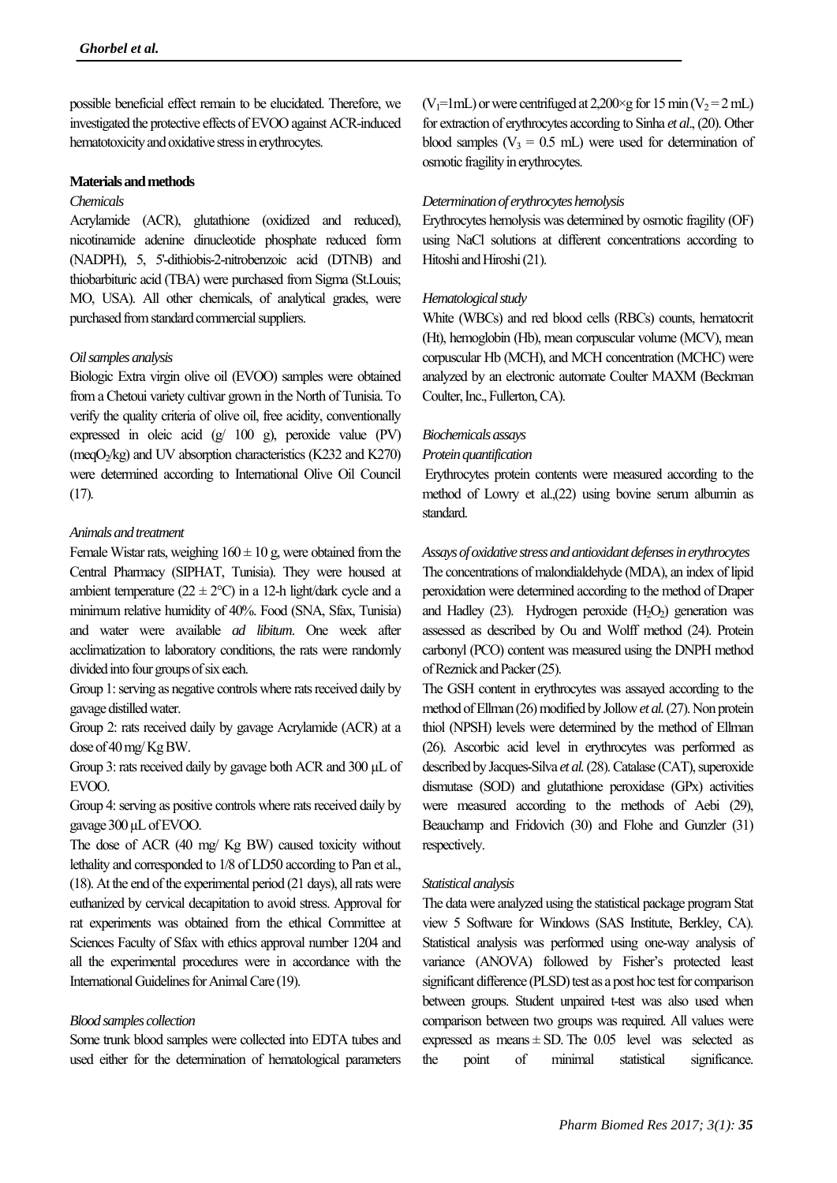possible beneficial effect remain to be elucidated. Therefore, we investigated the protective effects of EVOO against ACR-induced hematotoxicity and oxidative stress in erythrocytes.

## Materials and methods

### *Chemicals*

Acrylamide (ACR), glutathione (oxidized and reduced), nicotinamide adenine dinucleotide phosphate reduced form (NADPH), 5, 5'-dithiobis-2-nitrobenzoic acid (DTNB) and thiobarbituric acid (TBA) were purchased from Sigma (St.Louis; MO, USA). All other chemicals, of analytical grades, were purchased from standard commercial suppliers.

### *Oil samples analysis*

Biologic Extra virgin olive oil (EVOO) samples were obtained from a Chetoui variety cultivar grown in the North of Tunisia. To verify the quality criteria of olive oil, free acidity, conventionally expressed in oleic acid (g/ 100 g), peroxide value (PV) (meq$O_2$/kg) and UV absorption characteristics (K232 and K270) were determined according to International Olive Oil Council (17).

### *Animals and treatment*

Female Wistar rats, weighing 160 ± 10 g, were obtained from the Central Pharmacy (SIPHAT, Tunisia). They were housed at ambient temperature (22 ± 2°C) in a 12-h light/dark cycle and a minimum relative humidity of 40%. Food (SNA, Sfax, Tunisia) and water were available *ad libitum*. One week after acclimatization to laboratory conditions, the rats were randomly divided into four groups of six each.

Group 1: serving as negative controls where rats received daily by gavage distilled water.

Group 2: rats received daily by gavage Acrylamide (ACR) at a dose of 40 mg/ Kg BW.

Group 3: rats received daily by gavage both ACR and 300 µL of EVOO.

Group 4: serving as positive controls where rats received daily by gavage 300 µL of EVOO.

The dose of ACR (40 mg/ Kg BW) caused toxicity without lethality and corresponded to 1/8 of LD50 according to Pan et al., (18). At the end of the experimental period (21 days), all rats were euthanized by cervical decapitation to avoid stress. Approval for rat experiments was obtained from the ethical Committee at Sciences Faculty of Sfax with ethics approval number 1204 and all the experimental procedures were in accordance with the International Guidelines for Animal Care (19).

### *Blood samples collection*

Some trunk blood samples were collected into EDTA tubes and used either for the determination of hematological parameters ($V_1$=1mL) or were centrifuged at 2,200×g for 15 min ($V_2$ = 2 mL) for extraction of erythrocytes according to Sinha *et al*., (20). Other blood samples ($V_3$ = 0.5 mL) were used for determination of osmotic fragility in erythrocytes.

### *Determination of erythrocytes hemolysis*

Erythrocytes hemolysis was determined by osmotic fragility (OF) using NaCl solutions at different concentrations according to Hitoshi and Hiroshi (21).

### *Hematological study*

White (WBCs) and red blood cells (RBCs) counts, hematocrit (Ht), hemoglobin (Hb), mean corpuscular volume (MCV), mean corpuscular Hb (MCH), and MCH concentration (MCHC) were analyzed by an electronic automate Coulter MAXM (Beckman Coulter, Inc., Fullerton, CA).

### *Biochemicals assays*

#### *Protein quantification*

Erythrocytes protein contents were measured according to the method of Lowry et al.,(22) using bovine serum albumin as standard.

#### *Assays of oxidative stress and antioxidant defenses in erythrocytes*

The concentrations of malondialdehyde (MDA), an index of lipid peroxidation were determined according to the method of Draper and Hadley (23). Hydrogen peroxide ($H_2O_2$) generation was assessed as described by Ou and Wolff method (24). Protein carbonyl (PCO) content was measured using the DNPH method of Reznick and Packer (25).

The GSH content in erythrocytes was assayed according to the method of Ellman (26) modified by Jollow *et al.* (27). Non protein thiol (NPSH) levels were determined by the method of Ellman (26). Ascorbic acid level in erythrocytes was performed as described by Jacques-Silva *et al.* (28). Catalase (CAT), superoxide dismutase (SOD) and glutathione peroxidase (GPx) activities were measured according to the methods of Aebi (29), Beauchamp and Fridovich (30) and Flohe and Gunzler (31) respectively.

### *Statistical analysis*

The data were analyzed using the statistical package program Stat view 5 Software for Windows (SAS Institute, Berkley, CA). Statistical analysis was performed using one-way analysis of variance (ANOVA) followed by Fisher's protected least significant difference (PLSD) test as a post hoc test for comparison between groups. Student unpaired t-test was also used when comparison between two groups was required. All values were expressed as means ± SD. The 0.05 level was selected as the point of minimal statistical significance.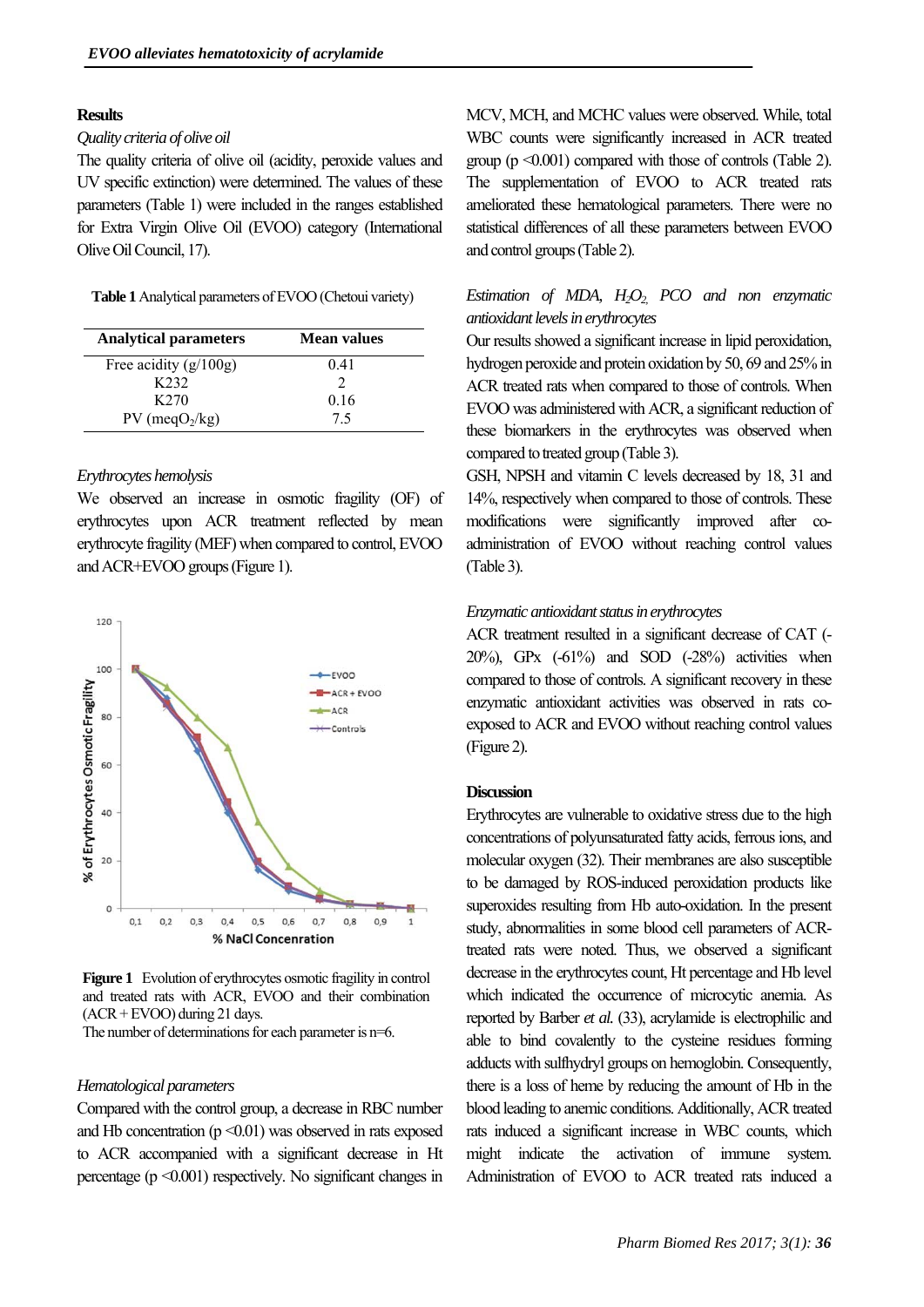## Results

*Quality criteria of olive oil*

The quality criteria of olive oil (acidity, peroxide values and UV specific extinction) were determined. The values of these parameters (Table 1) were included in the ranges established for Extra Virgin Olive Oil (EVOO) category (International Olive Oil Council, 17).

**Table 1** Analytical parameters of EVOO (Chetoui variety)

| Analytical parameters | Mean values |
|---|---|
| Free acidity (g/100g) | 0.41 |
| K232 | 2 |
| K270 | 0.16 |
| PV (meq$O_2$/kg) | 7.5 |

*Erythrocytes hemolysis*

We observed an increase in osmotic fragility (OF) of erythrocytes upon ACR treatment reflected by mean erythrocyte fragility (MEF) when compared to control, EVOO and ACR+EVOO groups (Figure 1).

**Figure 1** Evolution of erythrocytes osmotic fragility in control and treated rats with ACR, EVOO and their combination (ACR + EVOO) during 21 days.
The number of determinations for each parameter is n=6.

*Hematological parameters*

Compared with the control group, a decrease in RBC number and Hb concentration ($p < 0.01$) was observed in rats exposed to ACR accompanied with a significant decrease in Ht percentage ($p < 0.001$) respectively. No significant changes in MCV, MCH, and MCHC values were observed. While, total WBC counts were significantly increased in ACR treated group ($p < 0.001$) compared with those of controls (Table 2). The supplementation of EVOO to ACR treated rats ameliorated these hematological parameters. There were no statistical differences of all these parameters between EVOO and control groups (Table 2).

*Estimation of MDA, $H_2O_2$, PCO and non enzymatic antioxidant levels in erythrocytes*

Our results showed a significant increase in lipid peroxidation, hydrogen peroxide and protein oxidation by 50, 69 and 25% in ACR treated rats when compared to those of controls. When EVOO was administered with ACR, a significant reduction of these biomarkers in the erythrocytes was observed when compared to treated group (Table 3).

GSH, NPSH and vitamin C levels decreased by 18, 31 and 14%, respectively when compared to those of controls. These modifications were significantly improved after co-administration of EVOO without reaching control values (Table 3).

*Enzymatic antioxidant status in erythrocytes*

ACR treatment resulted in a significant decrease of CAT (-20%), GPx (-61%) and SOD (-28%) activities when compared to those of controls. A significant recovery in these enzymatic antioxidant activities was observed in rats co-exposed to ACR and EVOO without reaching control values (Figure 2).

## Discussion

Erythrocytes are vulnerable to oxidative stress due to the high concentrations of polyunsaturated fatty acids, ferrous ions, and molecular oxygen (32). Their membranes are also susceptible to be damaged by ROS-induced peroxidation products like superoxides resulting from Hb auto-oxidation. In the present study, abnormalities in some blood cell parameters of ACR-treated rats were noted. Thus, we observed a significant decrease in the erythrocytes count, Ht percentage and Hb level which indicated the occurrence of microcytic anemia. As reported by Barber *et al.* (33), acrylamide is electrophilic and able to bind covalently to the cysteine residues forming adducts with sulfhydryl groups on hemoglobin. Consequently, there is a loss of heme by reducing the amount of Hb in the blood leading to anemic conditions. Additionally, ACR treated rats induced a significant increase in WBC counts, which might indicate the activation of immune system. Administration of EVOO to ACR treated rats induced a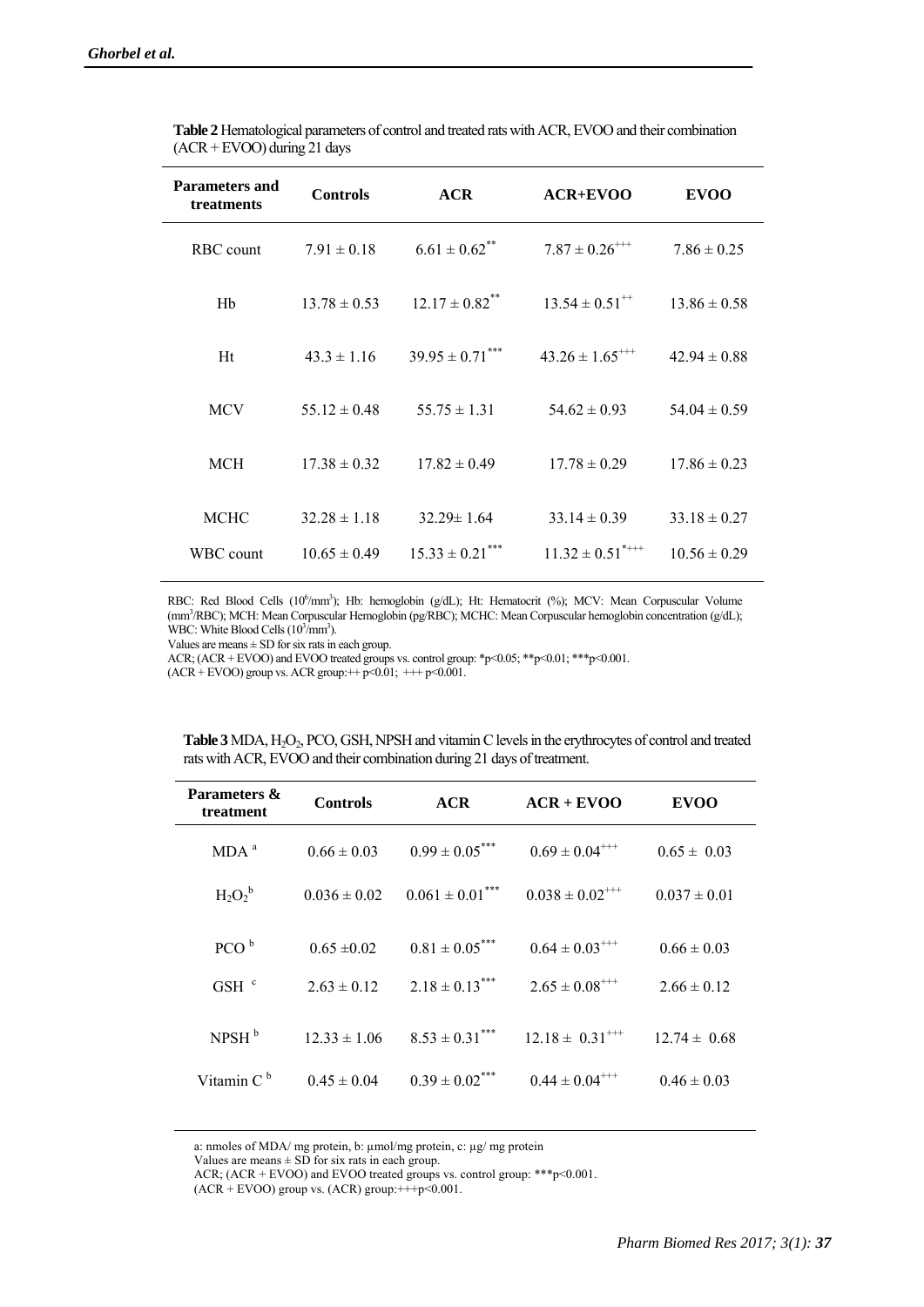**Table 2** Hematological parameters of control and treated rats with ACR, EVOO and their combination (ACR + EVOO) during 21 days

| Parameters and treatments | Controls | ACR | ACR+EVOO | EVOO |
|---|---|---|---|---|
| RBC count | $7.91 \pm 0.18$ | $6.61 \pm 0.62^{**}$ | $7.87 \pm 0.26^{+++}$ | $7.86 \pm 0.25$ |
| Hb | $13.78 \pm 0.53$ | $12.17 \pm 0.82^{**}$ | $13.54 \pm 0.51^{++}$ | $13.86 \pm 0.58$ |
| Ht | $43.3 \pm 1.16$ | $39.95 \pm 0.71^{***}$ | $43.26 \pm 1.65^{+++}$ | $42.94 \pm 0.88$ |
| MCV | $55.12 \pm 0.48$ | $55.75 \pm 1.31$ | $54.62 \pm 0.93$ | $54.04 \pm 0.59$ |
| MCH | $17.38 \pm 0.32$ | $17.82 \pm 0.49$ | $17.78 \pm 0.29$ | $17.86 \pm 0.23$ |
| MCHC | $32.28 \pm 1.18$ | $32.29 \pm 1.64$ | $33.14 \pm 0.39$ | $33.18 \pm 0.27$ |
| WBC count | $10.65 \pm 0.49$ | $15.33 \pm 0.21^{***}$ | $11.32 \pm 0.51^{*+++}$ | $10.56 \pm 0.29$ |

RBC: Red Blood Cells ($10^6/mm^3$); Hb: hemoglobin (g/dL); Ht: Hematocrit (%); MCV: Mean Corpuscular Volume ($mm^3$/RBC); MCH: Mean Corpuscular Hemoglobin (pg/RBC); MCHC: Mean Corpuscular hemoglobin concentration (g/dL); WBC: White Blood Cells ($10^3/mm^3$).
Values are means ± SD for six rats in each group.
ACR; (ACR + EVOO) and EVOO treated groups vs. control group: $*p<0.05$; $**p<0.01$; $***p<0.001$.
(ACR + EVOO) group vs. ACR group: $++ p<0.01$; $+++ p<0.001$.

**Table 3** MDA, $H_2O_2$, PCO, GSH, NPSH and vitamin C levels in the erythrocytes of control and treated rats with ACR, EVOO and their combination during 21 days of treatment.

| Parameters & treatment | Controls | ACR | ACR + EVOO | EVOO |
|---|---|---|---|---|
| MDA [a] | $0.66 \pm 0.03$ | $0.99 \pm 0.05^{***}$ | $0.69 \pm 0.04^{+++}$ | $0.65 \pm 0.03$ |
| $H_2O_2$ [b] | $0.036 \pm 0.02$ | $0.061 \pm 0.01^{***}$ | $0.038 \pm 0.02^{+++}$ | $0.037 \pm 0.01$ |
| PCO [b] | $0.65 \pm 0.02$ | $0.81 \pm 0.05^{***}$ | $0.64 \pm 0.03^{+++}$ | $0.66 \pm 0.03$ |
| GSH [c] | $2.63 \pm 0.12$ | $2.18 \pm 0.13^{***}$ | $2.65 \pm 0.08^{+++}$ | $2.66 \pm 0.12$ |
| NPSH [b] | $12.33 \pm 1.06$ | $8.53 \pm 0.31^{***}$ | $12.18 \pm 0.31^{+++}$ | $12.74 \pm 0.68$ |
| Vitamin C [b] | $0.45 \pm 0.04$ | $0.39 \pm 0.02^{***}$ | $0.44 \pm 0.04^{+++}$ | $0.46 \pm 0.03$ |

a: nmoles of MDA/ mg protein, b: µmol/mg protein, c: µg/ mg protein
Values are means ± SD for six rats in each group.
ACR; (ACR + EVOO) and EVOO treated groups vs. control group: $***p<0.001$.
(ACR + EVOO) group vs. (ACR) group: $+++p<0.001$.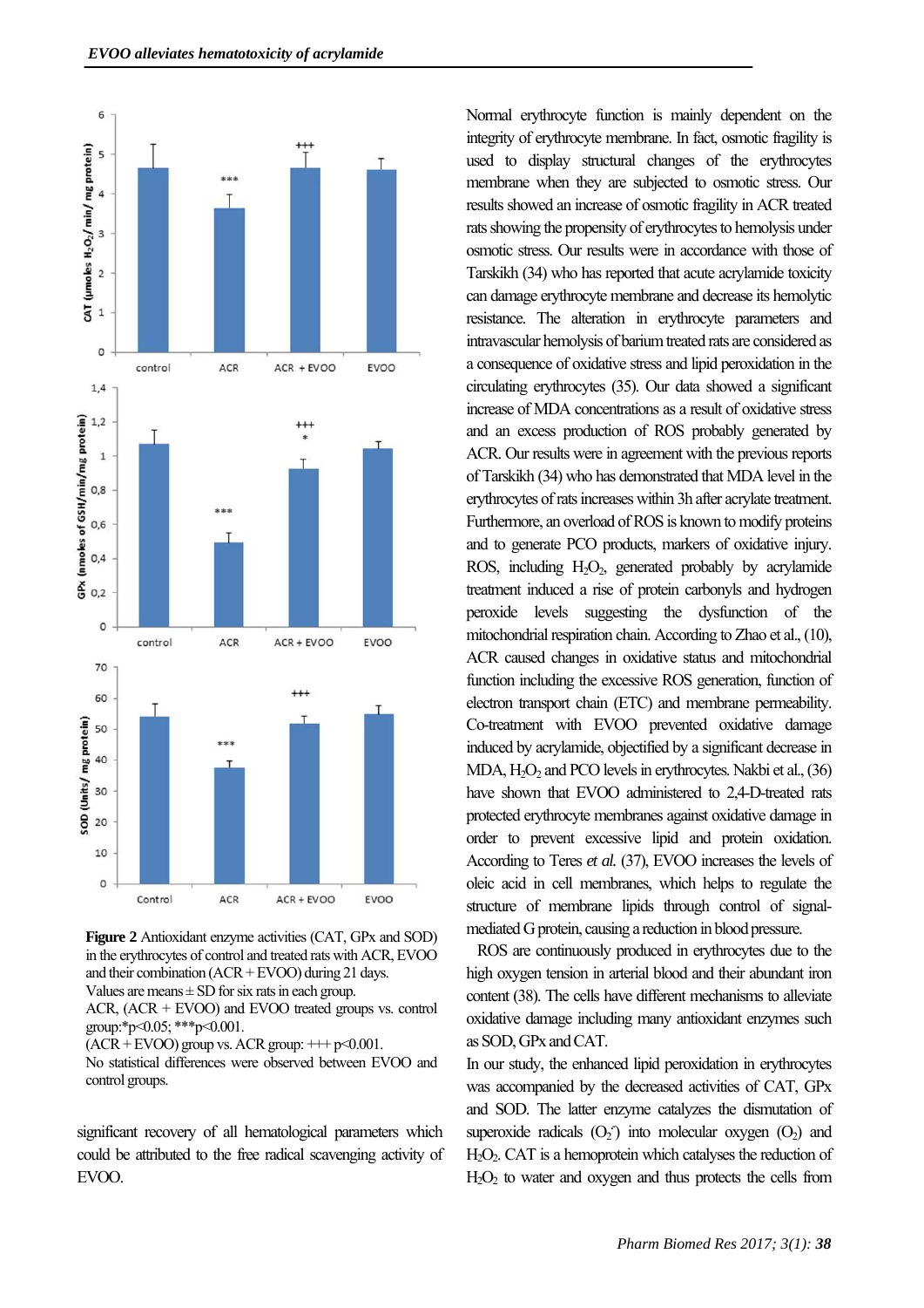Figure 2 Antioxidant enzyme activities (CAT, GPx and SOD) in the erythrocytes of control and treated rats with ACR, EVOO and their combination (ACR + EVOO) during 21 days.
Values are means ± SD for six rats in each group.
ACR, (ACR + EVOO) and EVOO treated groups vs. control group:*p<0.05; ***p<0.001.
(ACR + EVOO) group vs. ACR group: +++ p<0.001.
No statistical differences were observed between EVOO and control groups.

significant recovery of all hematological parameters which could be attributed to the free radical scavenging activity of EVOO.

Normal erythrocyte function is mainly dependent on the integrity of erythrocyte membrane. In fact, osmotic fragility is used to display structural changes of the erythrocytes membrane when they are subjected to osmotic stress. Our results showed an increase of osmotic fragility in ACR treated rats showing the propensity of erythrocytes to hemolysis under osmotic stress. Our results were in accordance with those of Tarskikh (34) who has reported that acute acrylamide toxicity can damage erythrocyte membrane and decrease its hemolytic resistance. The alteration in erythrocyte parameters and intravascular hemolysis of barium treated rats are considered as a consequence of oxidative stress and lipid peroxidation in the circulating erythrocytes (35). Our data showed a significant increase of MDA concentrations as a result of oxidative stress and an excess production of ROS probably generated by ACR. Our results were in agreement with the previous reports of Tarskikh (34) who has demonstrated that MDA level in the erythrocytes of rats increases within 3h after acrylate treatment. Furthermore, an overload of ROS is known to modify proteins and to generate PCO products, markers of oxidative injury. ROS, including $H_2O_2$, generated probably by acrylamide treatment induced a rise of protein carbonyls and hydrogen peroxide levels suggesting the dysfunction of the mitochondrial respiration chain. According to Zhao et al., (10), ACR caused changes in oxidative status and mitochondrial function including the excessive ROS generation, function of electron transport chain (ETC) and membrane permeability. Co-treatment with EVOO prevented oxidative damage induced by acrylamide, objectified by a significant decrease in MDA, $H_2O_2$ and PCO levels in erythrocytes. Nakbi et al., (36) have shown that EVOO administered to 2,4-D-treated rats protected erythrocyte membranes against oxidative damage in order to prevent excessive lipid and protein oxidation. According to Teres *et al.* (37), EVOO increases the levels of oleic acid in cell membranes, which helps to regulate the structure of membrane lipids through control of signal-mediated G protein, causing a reduction in blood pressure.

ROS are continuously produced in erythrocytes due to the high oxygen tension in arterial blood and their abundant iron content (38). The cells have different mechanisms to alleviate oxidative damage including many antioxidant enzymes such as SOD, GPx and CAT.

In our study, the enhanced lipid peroxidation in erythrocytes was accompanied by the decreased activities of CAT, GPx and SOD. The latter enzyme catalyzes the dismutation of superoxide radicals ($O_2^-$) into molecular oxygen ($O_2$) and $H_2O_2$. CAT is a hemoprotein which catalyses the reduction of $H_2O_2$ to water and oxygen and thus protects the cells from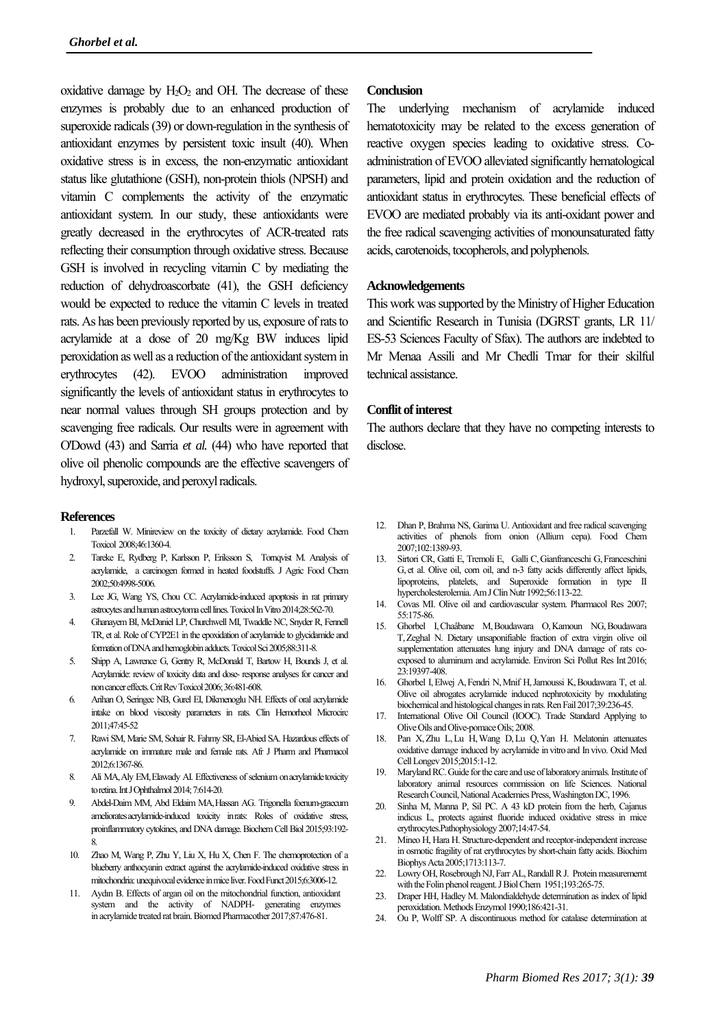oxidative damage by $H_2O_2$ and OH. The decrease of these enzymes is probably due to an enhanced production of superoxide radicals (39) or down-regulation in the synthesis of antioxidant enzymes by persistent toxic insult (40). When oxidative stress is in excess, the non-enzymatic antioxidant status like glutathione (GSH), non-protein thiols (NPSH) and vitamin C complements the activity of the enzymatic antioxidant system. In our study, these antioxidants were greatly decreased in the erythrocytes of ACR-treated rats reflecting their consumption through oxidative stress. Because GSH is involved in recycling vitamin C by mediating the reduction of dehydroascorbate (41), the GSH deficiency would be expected to reduce the vitamin C levels in treated rats. As has been previously reported by us, exposure of rats to acrylamide at a dose of 20 mg/Kg BW induces lipid peroxidation as well as a reduction of the antioxidant system in erythrocytes (42). EVOO administration improved significantly the levels of antioxidant status in erythrocytes to near normal values through SH groups protection and by scavenging free radicals. Our results were in agreement with O'Dowd (43) and Sarria *et al.* (44) who have reported that olive oil phenolic compounds are the effective scavengers of hydroxyl, superoxide, and peroxyl radicals.

## Conclusion

The underlying mechanism of acrylamide induced hematotoxicity may be related to the excess generation of reactive oxygen species leading to oxidative stress. Co-administration of EVOO alleviated significantly hematological parameters, lipid and protein oxidation and the reduction of antioxidant status in erythrocytes. These beneficial effects of EVOO are mediated probably via its anti-oxidant power and the free radical scavenging activities of monounsaturated fatty acids, carotenoids, tocopherols, and polyphenols.

## Acknowledgements

This work was supported by the Ministry of Higher Education and Scientific Research in Tunisia (DGRST grants, LR 11/ ES-53 Sciences Faculty of Sfax). The authors are indebted to Mr Menaa Assili and Mr Chedli Tmar for their skilful technical assistance.

## Conflit of interest

The authors declare that they have no competing interests to disclose.

## References

1. Parzefall W. Minireview on the toxicity of dietary acrylamide. Food Chem Toxicol 2008;46:1360-4.
2. Tareke E, Rydberg P, Karlsson P, Eriksson S, Tornqvist M. Analysis of acrylamide, a carcinogen formed in heated foodstuffs. J Agric Food Chem 2002;50:4998-5006.
3. Lee JG, Wang YS, Chou CC. Acrylamide-induced apoptosis in rat primary astrocytes and human astrocytoma cell lines. Toxicol In Vitro 2014;28:562-70.
4. Ghanayem BI, McDaniel LP, Churchwell MI, Twaddle NC, Snyder R, Fennell TR, et al. Role of CYP2E1 in the epoxidation of acrylamide to glycidamide and formation of DNA and hemoglobin adducts. Toxicol Sci 2005;88:311-8.
5. Shipp A, Lawrence G, Gentry R, McDonald T, Bartow H, Bounds J, et al. Acrylamide: review of toxicity data and dose- response analyses for cancer and non cancer effects. Crit Rev Toxicol 2006; 36:481-608.
6. Arihan O, Seringec NB, Gurel EI, Dikmenoglu NH. Effects of oral acrylamide intake on blood viscosity parameters in rats. Clin Hemorheol Microcirc 2011;47:45-52
7. Rawi SM, Marie SM, Sohair R. Fahmy SR, El-Abied SA. Hazardous effects of acrylamide on immature male and female rats. Afr J Pharm and Pharmacol 2012;6:1367-86.
8. Ali MA, Aly EM, Elawady AI. Effectiveness of selenium on acrylamide toxicity to retina. Int J Ophthalmol 2014; 7:614-20.
9. Abdel-Daim MM, Abd Eldaim MA, Hassan AG. Trigonella foenum-graecum ameliorates acrylamide-induced toxicity in rats: Roles of oxidative stress, proinflammatory cytokines, and DNA damage. Biochem Cell Biol 2015;93:192-8.
10. Zhao M, Wang P, Zhu Y, Liu X, Hu X, Chen F. The chemoprotection of a blueberry anthocyanin extract against the acrylamide-induced oxidative stress in mitochondria: unequivocal evidence in mice liver. Food Funct 2015;6:3006-12.
11. Aydın B. Effects of argan oil on the mitochondrial function, antioxidant system and the activity of NADPH- generating enzymes in acrylamide treated rat brain. Biomed Pharmacother 2017;87:476-81.
12. Dhan P, Brahma NS, Garima U. Antioxidant and free radical scavenging activities of phenols from onion (Allium cepa). Food Chem 2007;102:1389-93.
13. Sirtori CR, Gatti E, Tremoli E, Galli C, Gianfranceschi G, Franceschini G, et al. Olive oil, corn oil, and n-3 fatty acids differently affect lipids, lipoproteins, platelets, and Superoxide formation in type II hypercholesterolemia. Am J Clin Nutr 1992;56:113-22.
14. Covas MI. Olive oil and cardiovascular system. Pharmacol Res 2007; 55:175-86.
15. Ghorbel I, Chaâbane M, Boudawara O, Kamoun NG, Boudawara T, Zeghal N. Dietary unsaponifiable fraction of extra virgin olive oil supplementation attenuates lung injury and DNA damage of rats co-exposed to aluminum and acrylamide. Environ Sci Pollut Res Int 2016; 23:19397-408.
16. Ghorbel I, Elwej A, Fendri N, Mnif H, Jamoussi K, Boudawara T, et al. Olive oil abrogates acrylamide induced nephrotoxicity by modulating biochemical and histological changes in rats. Ren Fail 2017;39:236-45.
17. International Olive Oil Council (IOOC). Trade Standard Applying to Olive Oils and Olive-pomace Oils; 2008.
18. Pan X, Zhu L, Lu H, Wang D, Lu Q, Yan H. Melatonin attenuates oxidative damage induced by acrylamide in vitro and In vivo. Oxid Med Cell Longev 2015;2015:1-12.
19. Maryland RC. Guide for the care and use of laboratory animals. Institute of laboratory animal resources commission on life Sciences. National Research Council, National Academies Press, Washington DC, 1996.
20. Sinha M, Manna P, Sil PC. A 43 kD protein from the herb, Cajanus indicus L, protects against fluoride induced oxidative stress in mice erythrocytes.Pathophysiology 2007;14:47-54.
21. Mineo H, Hara H. Structure-dependent and receptor-independent increase in osmotic fragility of rat erythrocytes by short-chain fatty acids. Biochim Biophys Acta 2005;1713:113-7.
22. Lowry OH, Rosebrough NJ, Farr AL, Randall R J. Protein measurememt with the Folin phenol reagent. J Biol Chem 1951;193:265-75.
23. Draper HH, Hadley M. Malondialdehyde determination as index of lipid peroxidation. Methods Enzymol 1990;186:421-31.
24. Ou P, Wolff SP. A discontinuous method for catalase determination at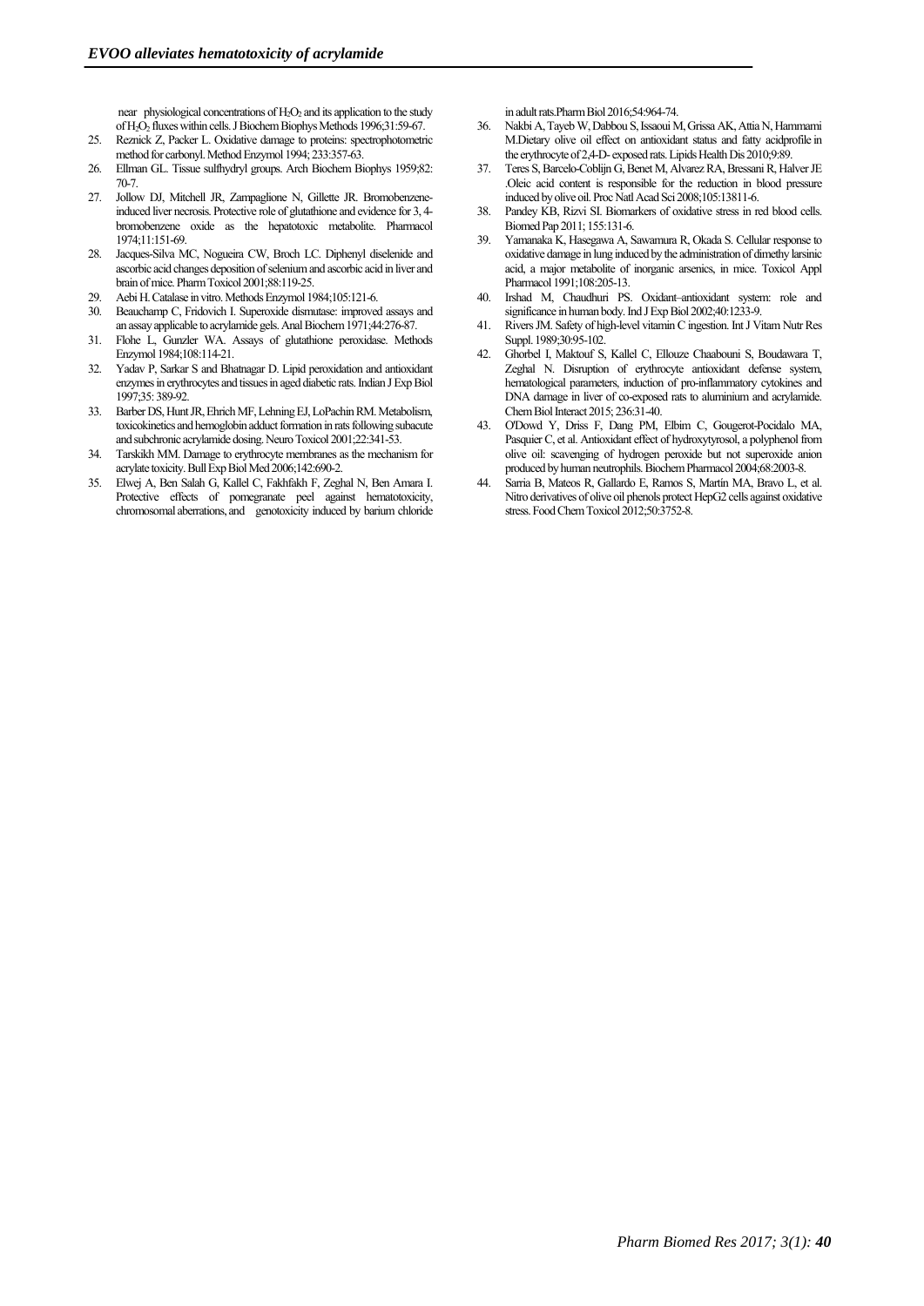near physiological concentrations of $H_2O_2$ and its application to the study of $H_2O_2$ fluxes within cells. J Biochem Biophys Methods 1996;31:59-67.

25. Reznick Z, Packer L. Oxidative damage to proteins: spectrophotometric method for carbonyl. Method Enzymol 1994; 233:357-63.
26. Ellman GL. Tissue sulfhydryl groups. Arch Biochem Biophys 1959;82: 70-7.
27. Jollow DJ, Mitchell JR, Zampaglione N, Gillette JR. Bromobenzene-induced liver necrosis. Protective role of glutathione and evidence for 3, 4-bromobenzene oxide as the hepatotoxic metabolite. Pharmacol 1974;11:151-69.
28. Jacques-Silva MC, Nogueira CW, Broch LC. Diphenyl diselenide and ascorbic acid changes deposition of selenium and ascorbic acid in liver and brain of mice. Pharm Toxicol 2001;88:119-25.
29. Aebi H. Catalase in vitro. Methods Enzymol 1984;105:121-6.
30. Beauchamp C, Fridovich I. Superoxide dismutase: improved assays and an assay applicable to acrylamide gels. Anal Biochem 1971;44:276-87.
31. Flohe L, Gunzler WA. Assays of glutathione peroxidase. Methods Enzymol 1984;108:114-21.
32. Yadav P, Sarkar S and Bhatnagar D. Lipid peroxidation and antioxidant enzymes in erythrocytes and tissues in aged diabetic rats. Indian J Exp Biol 1997;35: 389-92.
33. Barber DS, Hunt JR, Ehrich MF, Lehning EJ, LoPachin RM. Metabolism, toxicokinetics and hemoglobin adduct formation in rats following subacute and subchronic acrylamide dosing. Neuro Toxicol 2001;22:341-53.
34. Tarskikh MM. Damage to erythrocyte membranes as the mechanism for acrylate toxicity. Bull Exp Biol Med 2006;142:690-2.
35. Elwej A, Ben Salah G, Kallel C, Fakhfakh F, Zeghal N, Ben Amara I. Protective effects of pomegranate peel against hematotoxicity, chromosomal aberrations, and genotoxicity induced by barium chloride in adult rats.Pharm Biol 2016;54:964-74.
36. Nakbi A, Tayeb W, Dabbou S, Issaoui M, Grissa AK, Attia N, Hammami M.Dietary olive oil effect on antioxidant status and fatty acidprofile in the erythrocyte of 2,4-D- exposed rats. Lipids Health Dis 2010;9:89.
37. Teres S, Barcelo-Coblijn G, Benet M, Alvarez RA, Bressani R, Halver JE .Oleic acid content is responsible for the reduction in blood pressure induced by olive oil. Proc Natl Acad Sci 2008;105:13811-6.
38. Pandey KB, Rizvi SI. Biomarkers of oxidative stress in red blood cells. Biomed Pap 2011; 155:131-6.
39. Yamanaka K, Hasegawa A, Sawamura R, Okada S. Cellular response to oxidative damage in lung induced by the administration of dimethy larsinic acid, a major metabolite of inorganic arsenics, in mice. Toxicol Appl Pharmacol 1991;108:205-13.
40. Irshad M, Chaudhuri PS. Oxidant–antioxidant system: role and significance in human body. Ind J Exp Biol 2002;40:1233-9.
41. Rivers JM. Safety of high-level vitamin C ingestion. Int J Vitam Nutr Res Suppl. 1989;30:95-102.
42. Ghorbel I, Maktouf S, Kallel C, Ellouze Chaabouni S, Boudawara T, Zeghal N. Disruption of erythrocyte antioxidant defense system, hematological parameters, induction of pro-inflammatory cytokines and DNA damage in liver of co-exposed rats to aluminium and acrylamide. Chem Biol Interact 2015; 236:31-40.
43. O'Dowd Y, Driss F, Dang PM, Elbim C, Gougerot-Pocidalo MA, Pasquier C, et al. Antioxidant effect of hydroxytyrosol, a polyphenol from olive oil: scavenging of hydrogen peroxide but not superoxide anion produced by human neutrophils. Biochem Pharmacol 2004;68:2003-8.
44. Sarria B, Mateos R, Gallardo E, Ramos S, Martín MA, Bravo L, et al. Nitro derivatives of olive oil phenols protect HepG2 cells against oxidative stress. Food Chem Toxicol 2012;50:3752-8.